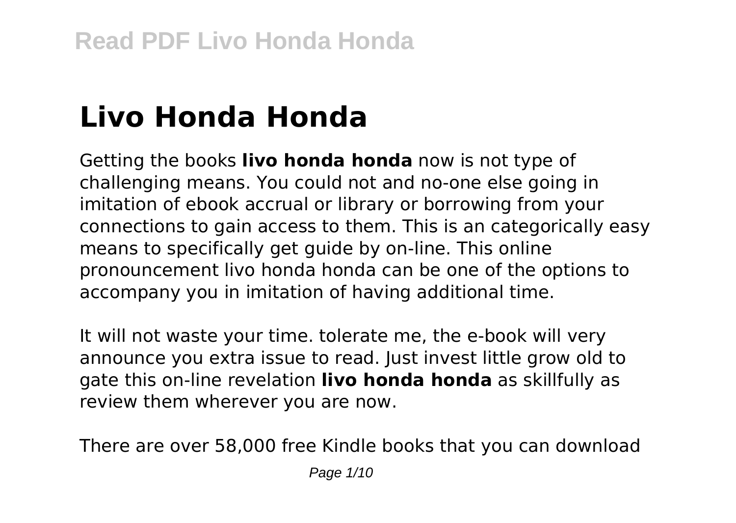# Livo Honda Honda

Getting the books **livo honda honda** now is not type of challenging means. You could not and no-one else going in imitation of ebook accrual or library or borrowing from your connections to gain access to them. This is an categorically easy means to specifically get guide by on-line. This online pronouncement livo honda honda can be one of the options to accompany you in imitation of having additional time.

It will not waste your time. tolerate me, the e-book will very announce you extra issue to read. Just invest little grow old to gate this on-line revelation **livo honda honda** as skillfully as review them wherever you are now.

There are over 58,000 free Kindle books that you can download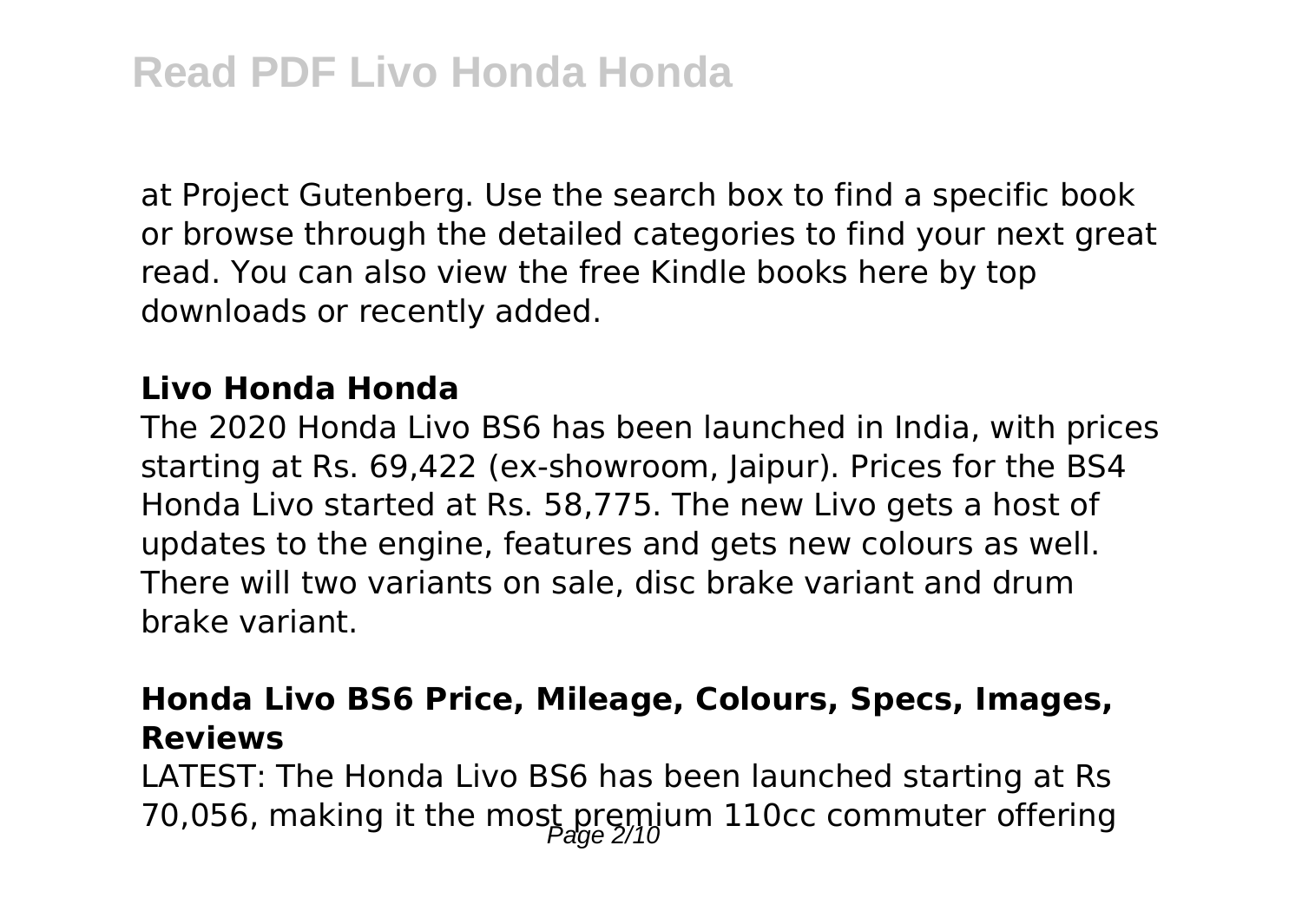at Project Gutenberg. Use the search box to find a specific book or browse through the detailed categories to find your next great read. You can also view the free Kindle books here by top downloads or recently added.

### Livo Honda Honda

The 2020 Honda Livo BS6 has been launched in India, with prices starting at Rs. 69,422 (ex-showroom, Jaipur). Prices for the BS4 Honda Livo started at Rs. 58,775. The new Livo gets a host of updates to the engine, features and gets new colours as well. There will two variants on sale, disc brake variant and drum brake variant.

### Honda Livo BS6 Price, Mileage, Colours, Specs, Images, Reviews

LATEST: The Honda Livo BS6 has been launched starting at Rs 70,056, making it the most premium 110cc commuter offering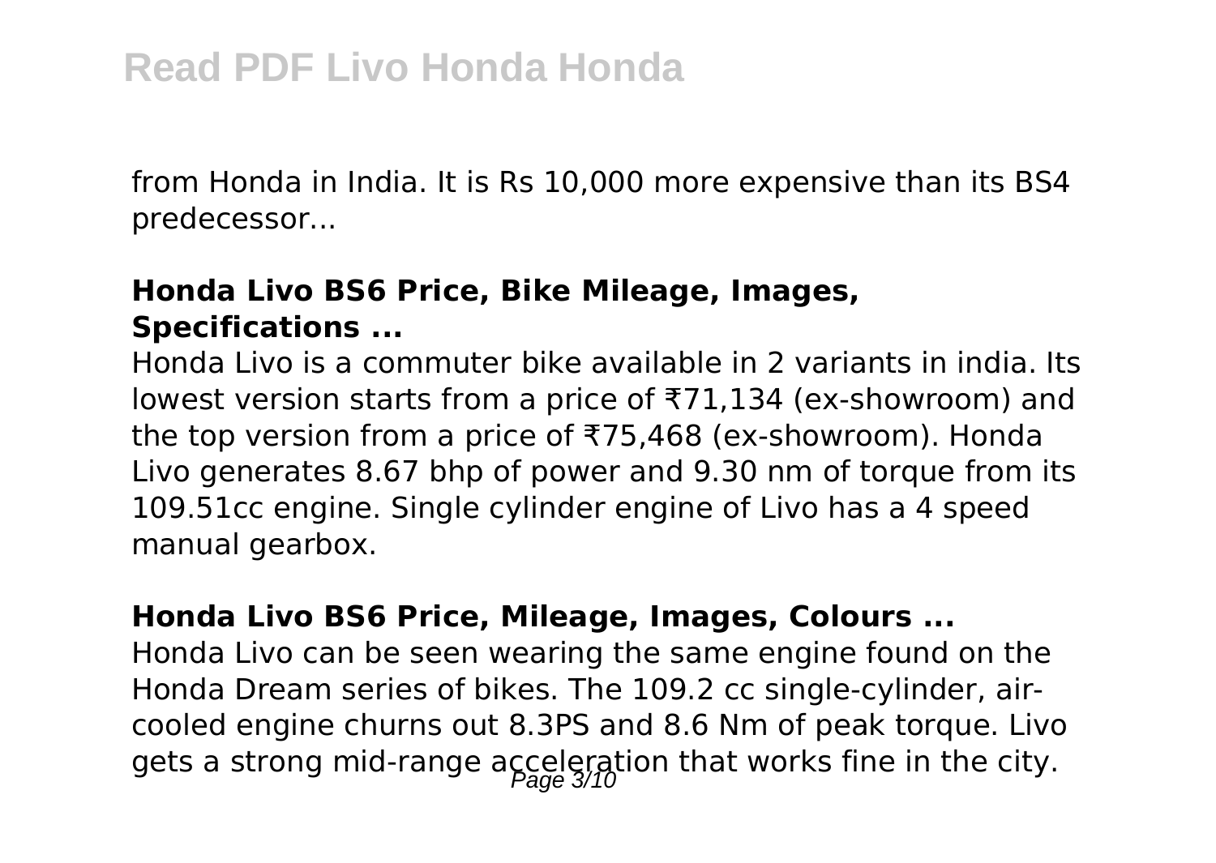from Honda in India. It is Rs 10,000 more expensive than its BS4 predecessor...

**Honda Livo BS6 Price, Bike Mileage, Images, Specifications ...**

Honda Livo is a commuter bike available in 2 variants in india. Its lowest version starts from a price of ₹71,134 (ex-showroom) and the top version from a price of ₹75,468 (ex-showroom). Honda Livo generates 8.67 bhp of power and 9.30 nm of torque from its 109.51cc engine. Single cylinder engine of Livo has a 4 speed manual gearbox.

**Honda Livo BS6 Price, Mileage, Images, Colours ...**

Honda Livo can be seen wearing the same engine found on the Honda Dream series of bikes. The 109.2 cc single-cylinder, air-cooled engine churns out 8.3PS and 8.6 Nm of peak torque. Livo gets a strong mid-range acceleration that works fine in the city.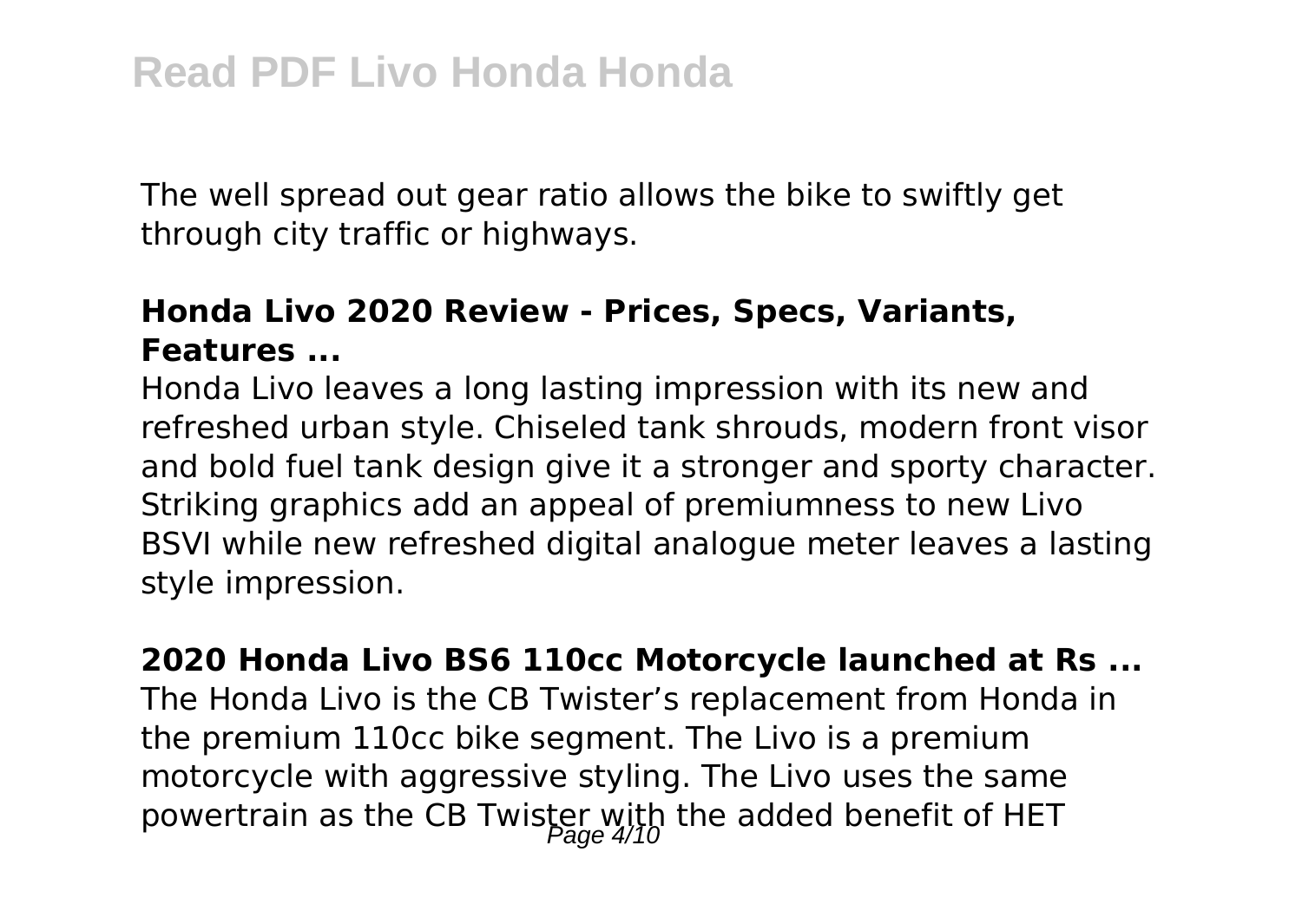The well spread out gear ratio allows the bike to swiftly get through city traffic or highways.

**Honda Livo 2020 Review - Prices, Specs, Variants, Features ...**

Honda Livo leaves a long lasting impression with its new and refreshed urban style. Chiseled tank shrouds, modern front visor and bold fuel tank design give it a stronger and sporty character. Striking graphics add an appeal of premiumness to new Livo BSVI while new refreshed digital analogue meter leaves a lasting style impression.

**2020 Honda Livo BS6 110cc Motorcycle launched at Rs ...**

The Honda Livo is the CB Twister's replacement from Honda in the premium 110cc bike segment. The Livo is a premium motorcycle with aggressive styling. The Livo uses the same powertrain as the CB Twister with the added benefit of HET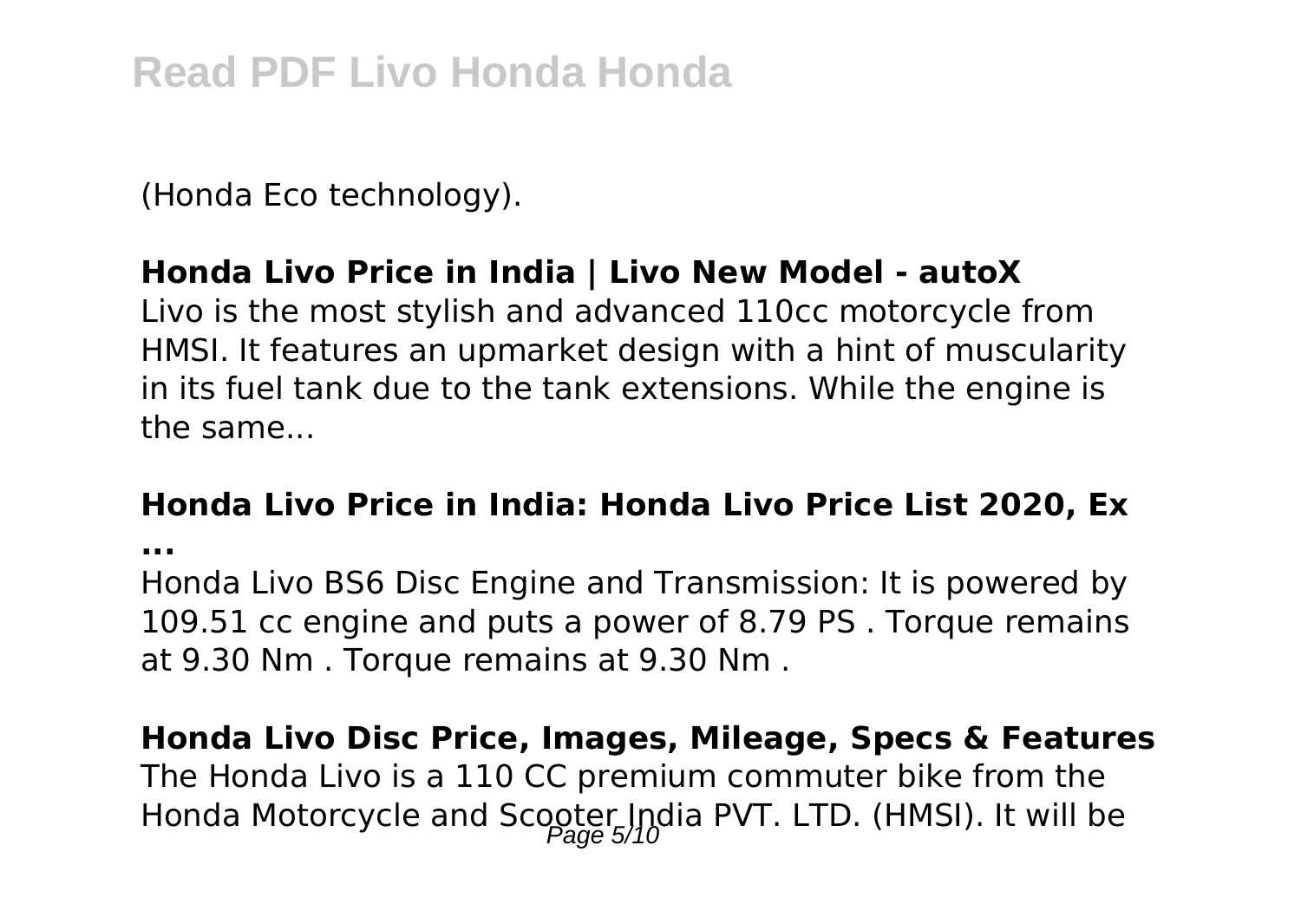(Honda Eco technology).

**Honda Livo Price in India | Livo New Model - autoX**

Livo is the most stylish and advanced 110cc motorcycle from HMSI. It features an upmarket design with a hint of muscularity in its fuel tank due to the tank extensions. While the engine is the same...

**Honda Livo Price in India: Honda Livo Price List 2020, Ex ...**

Honda Livo BS6 Disc Engine and Transmission: It is powered by 109.51 cc engine and puts a power of 8.79 PS . Torque remains at 9.30 Nm . Torque remains at 9.30 Nm .

**Honda Livo Disc Price, Images, Mileage, Specs & Features**

The Honda Livo is a 110 CC premium commuter bike from the Honda Motorcycle and Scooter India PVT. LTD. (HMSI). It will be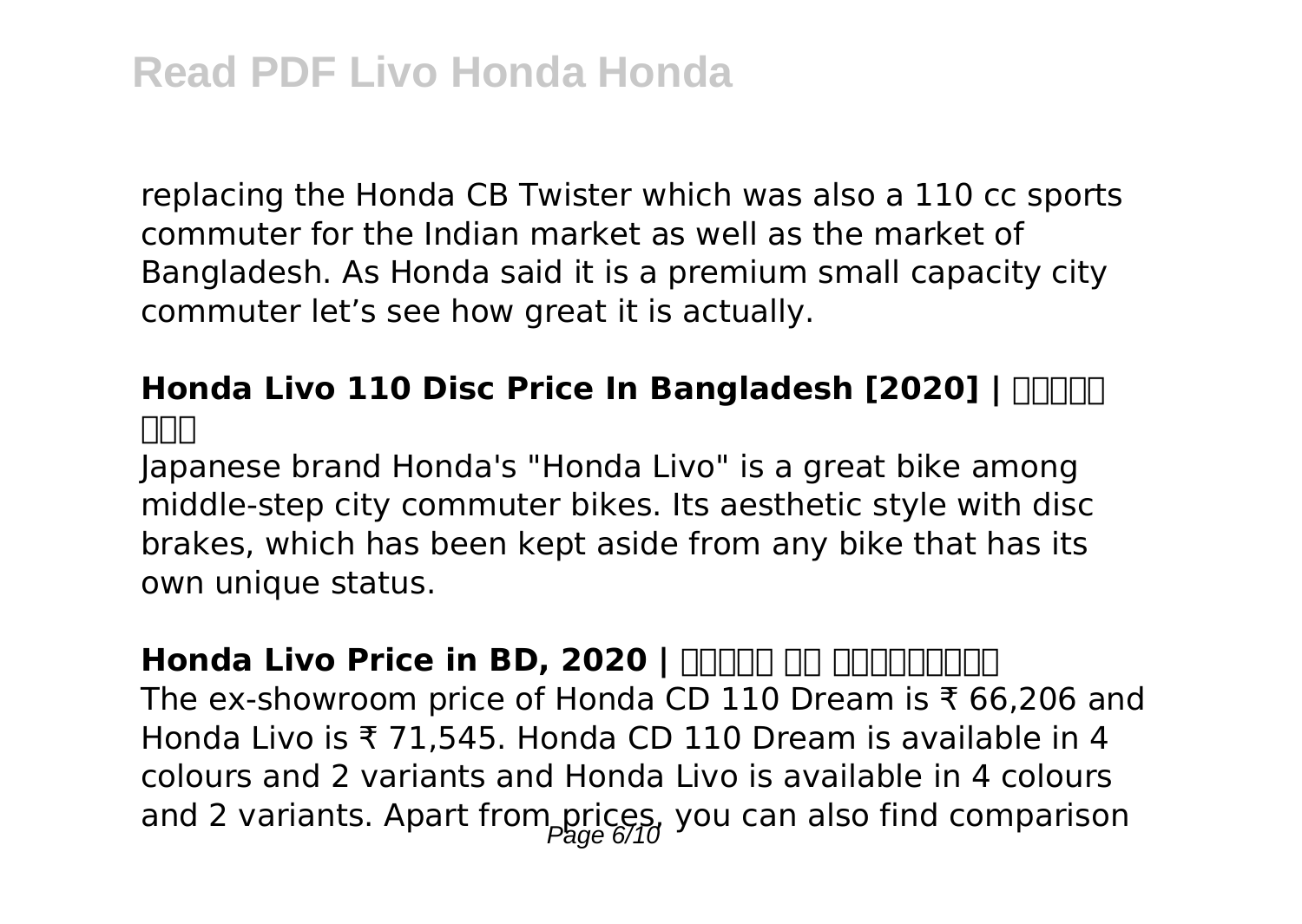replacing the Honda CB Twister which was also a 110 cc sports commuter for the Indian market as well as the market of Bangladesh. As Honda said it is a premium small capacity city commuter let's see how great it is actually.

### Honda Livo 110 Disc Price In Bangladesh [2020] | □□□□□ □□□

Japanese brand Honda's "Honda Livo" is a great bike among middle-step city commuter bikes. Its aesthetic style with disc brakes, which has been kept aside from any bike that has its own unique status.

### Honda Livo Price in BD, 2020 | □□□□□ □□ □□□□□□□□□

The ex-showroom price of Honda CD 110 Dream is ₹ 66,206 and Honda Livo is ₹ 71,545. Honda CD 110 Dream is available in 4 colours and 2 variants and Honda Livo is available in 4 colours and 2 variants. Apart from prices, you can also find comparison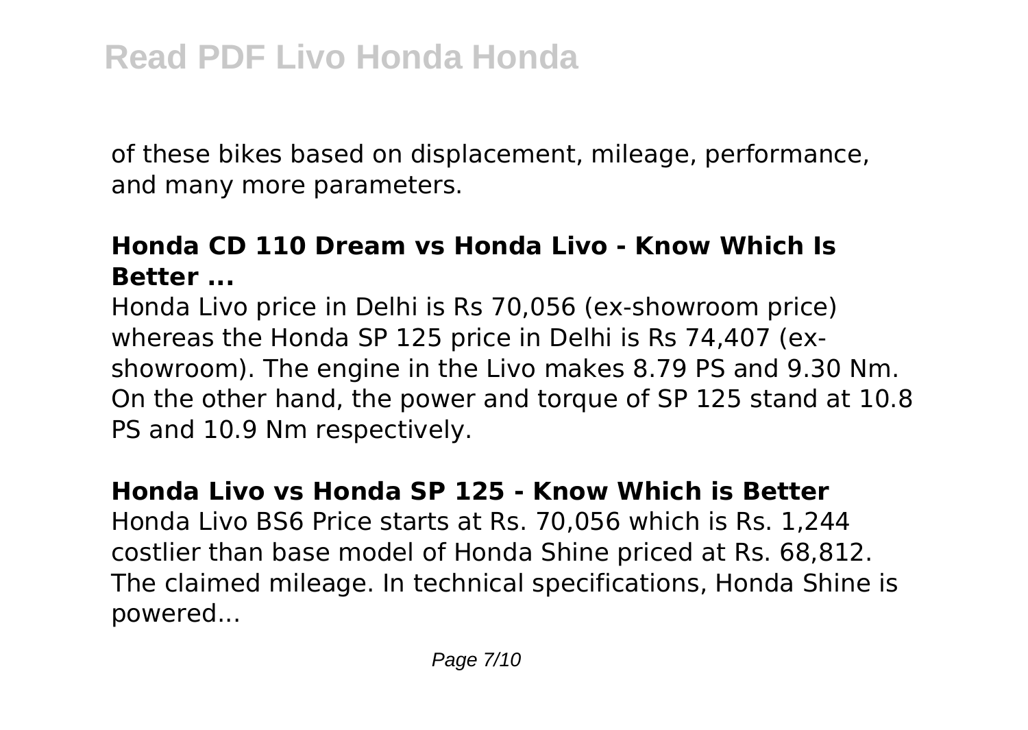of these bikes based on displacement, mileage, performance, and many more parameters.

**Honda CD 110 Dream vs Honda Livo - Know Which Is Better ...**

Honda Livo price in Delhi is Rs 70,056 (ex-showroom price) whereas the Honda SP 125 price in Delhi is Rs 74,407 (ex-showroom). The engine in the Livo makes 8.79 PS and 9.30 Nm. On the other hand, the power and torque of SP 125 stand at 10.8 PS and 10.9 Nm respectively.

**Honda Livo vs Honda SP 125 - Know Which is Better**

Honda Livo BS6 Price starts at Rs. 70,056 which is Rs. 1,244 costlier than base model of Honda Shine priced at Rs. 68,812. The claimed mileage. In technical specifications, Honda Shine is powered...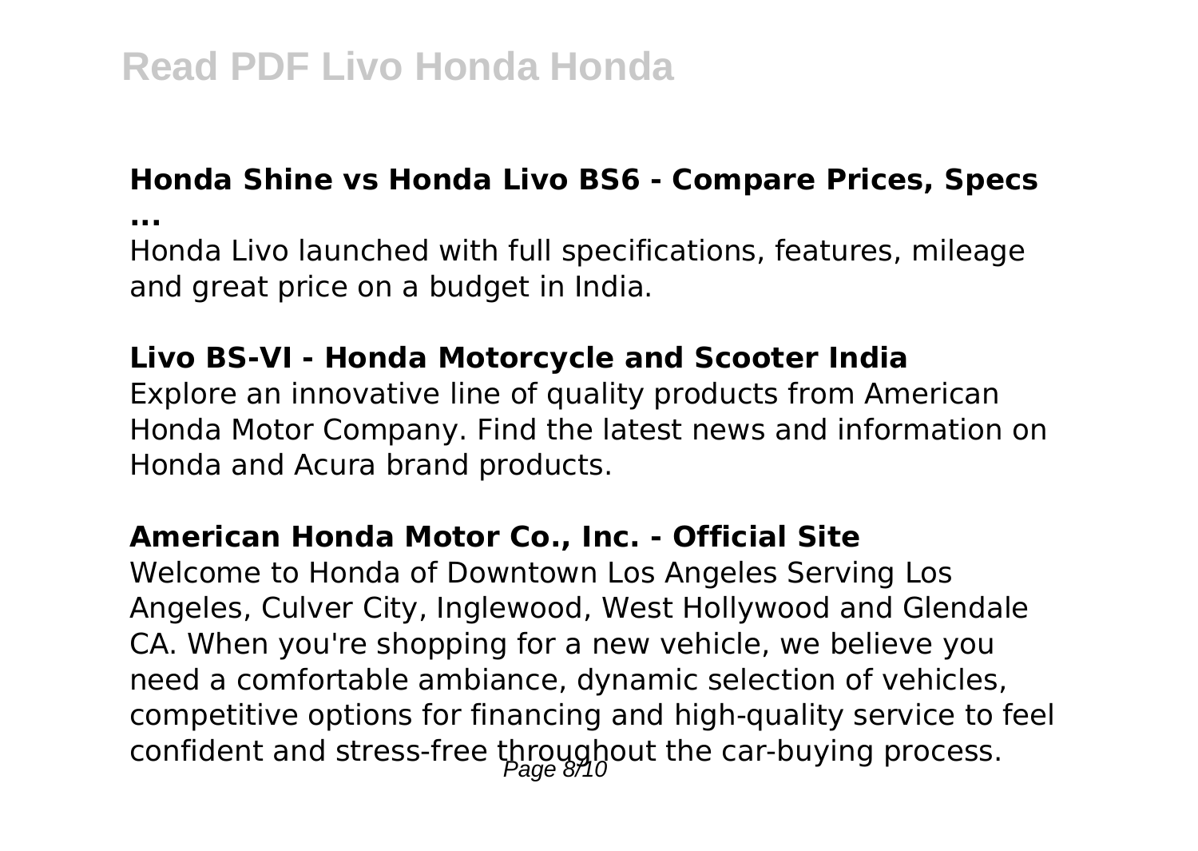### Honda Shine vs Honda Livo BS6 - Compare Prices, Specs ...

Honda Livo launched with full specifications, features, mileage and great price on a budget in India.

### Livo BS-VI - Honda Motorcycle and Scooter India

Explore an innovative line of quality products from American Honda Motor Company. Find the latest news and information on Honda and Acura brand products.

### American Honda Motor Co., Inc. - Official Site

Welcome to Honda of Downtown Los Angeles Serving Los Angeles, Culver City, Inglewood, West Hollywood and Glendale CA. When you're shopping for a new vehicle, we believe you need a comfortable ambiance, dynamic selection of vehicles, competitive options for financing and high-quality service to feel confident and stress-free throughout the car-buying process.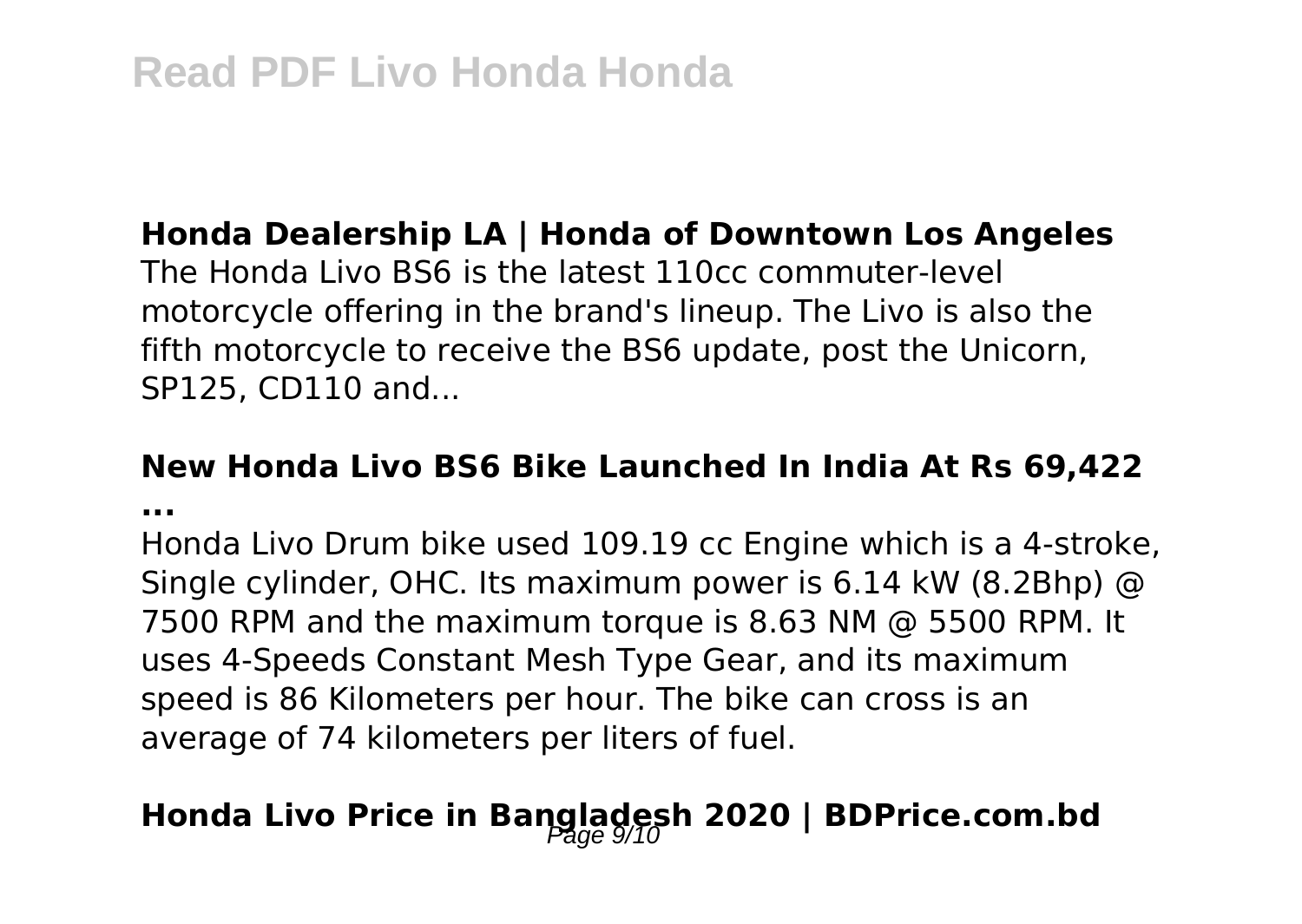**Honda Dealership LA | Honda of Downtown Los Angeles**

The Honda Livo BS6 is the latest 110cc commuter-level motorcycle offering in the brand's lineup. The Livo is also the fifth motorcycle to receive the BS6 update, post the Unicorn, SP125, CD110 and...

**New Honda Livo BS6 Bike Launched In India At Rs 69,422 ...**

Honda Livo Drum bike used 109.19 cc Engine which is a 4-stroke, Single cylinder, OHC. Its maximum power is 6.14 kW (8.2Bhp) @ 7500 RPM and the maximum torque is 8.63 NM @ 5500 RPM. It uses 4-Speeds Constant Mesh Type Gear, and its maximum speed is 86 Kilometers per hour. The bike can cross is an average of 74 kilometers per liters of fuel.

**Honda Livo Price in Bangladesh 2020 | BDPrice.com.bd**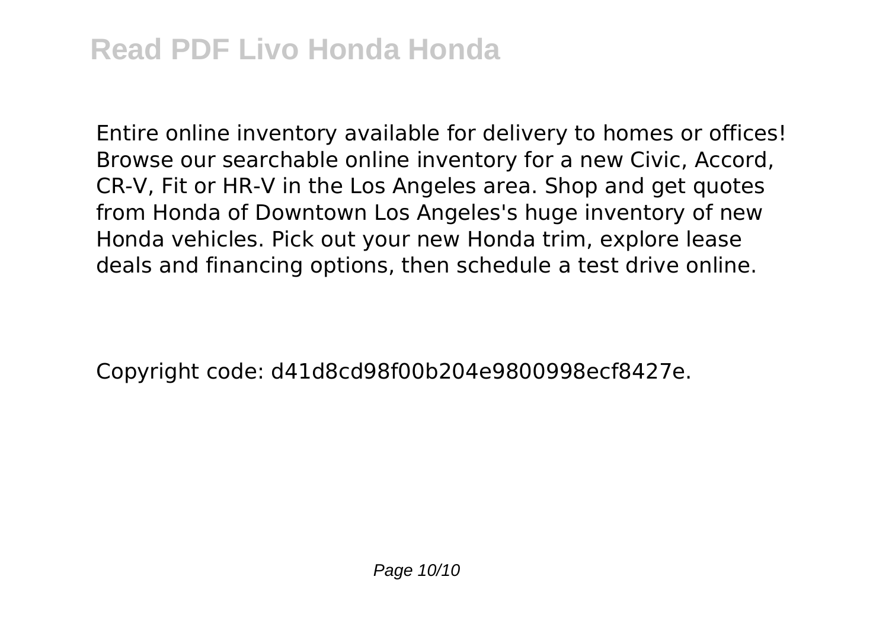Entire online inventory available for delivery to homes or offices! Browse our searchable online inventory for a new Civic, Accord, CR-V, Fit or HR-V in the Los Angeles area. Shop and get quotes from Honda of Downtown Los Angeles's huge inventory of new Honda vehicles. Pick out your new Honda trim, explore lease deals and financing options, then schedule a test drive online.

Copyright code: d41d8cd98f00b204e9800998ecf8427e.